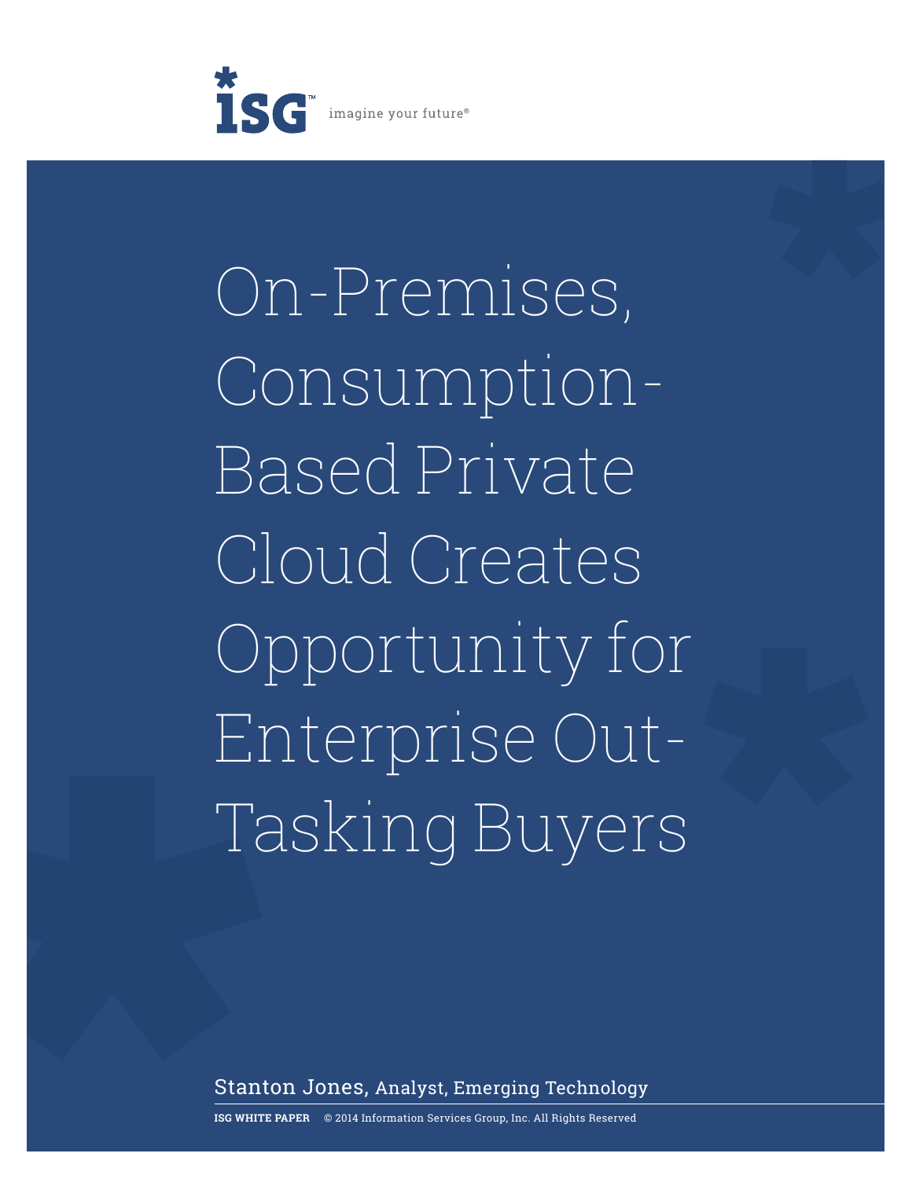ISG imagine your future®

# On-Premises, Consumption-Based Private Cloud Creates Opportunity for Enterprise Out-Tasking Buyers

Stanton Jones, Analyst, Emerging Technology

**ISG WHITE PAPER** © 2014 Information Services Group, Inc. All Rights Reserved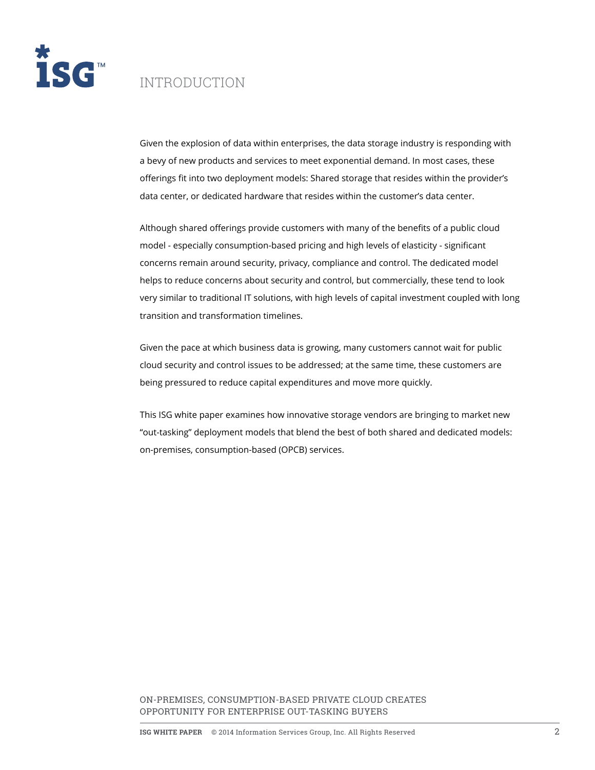# INTRODUCTION

Given the explosion of data within enterprises, the data storage industry is responding with a bevy of new products and services to meet exponential demand. In most cases, these offerings fit into two deployment models: Shared storage that resides within the provider's data center, or dedicated hardware that resides within the customer's data center.

Although shared offerings provide customers with many of the benefits of a public cloud model - especially consumption-based pricing and high levels of elasticity - significant concerns remain around security, privacy, compliance and control. The dedicated model helps to reduce concerns about security and control, but commercially, these tend to look very similar to traditional IT solutions, with high levels of capital investment coupled with long transition and transformation timelines.

Given the pace at which business data is growing, many customers cannot wait for public cloud security and control issues to be addressed; at the same time, these customers are being pressured to reduce capital expenditures and move more quickly.

This ISG white paper examines how innovative storage vendors are bringing to market new "out-tasking" deployment models that blend the best of both shared and dedicated models: on-premises, consumption-based (OPCB) services.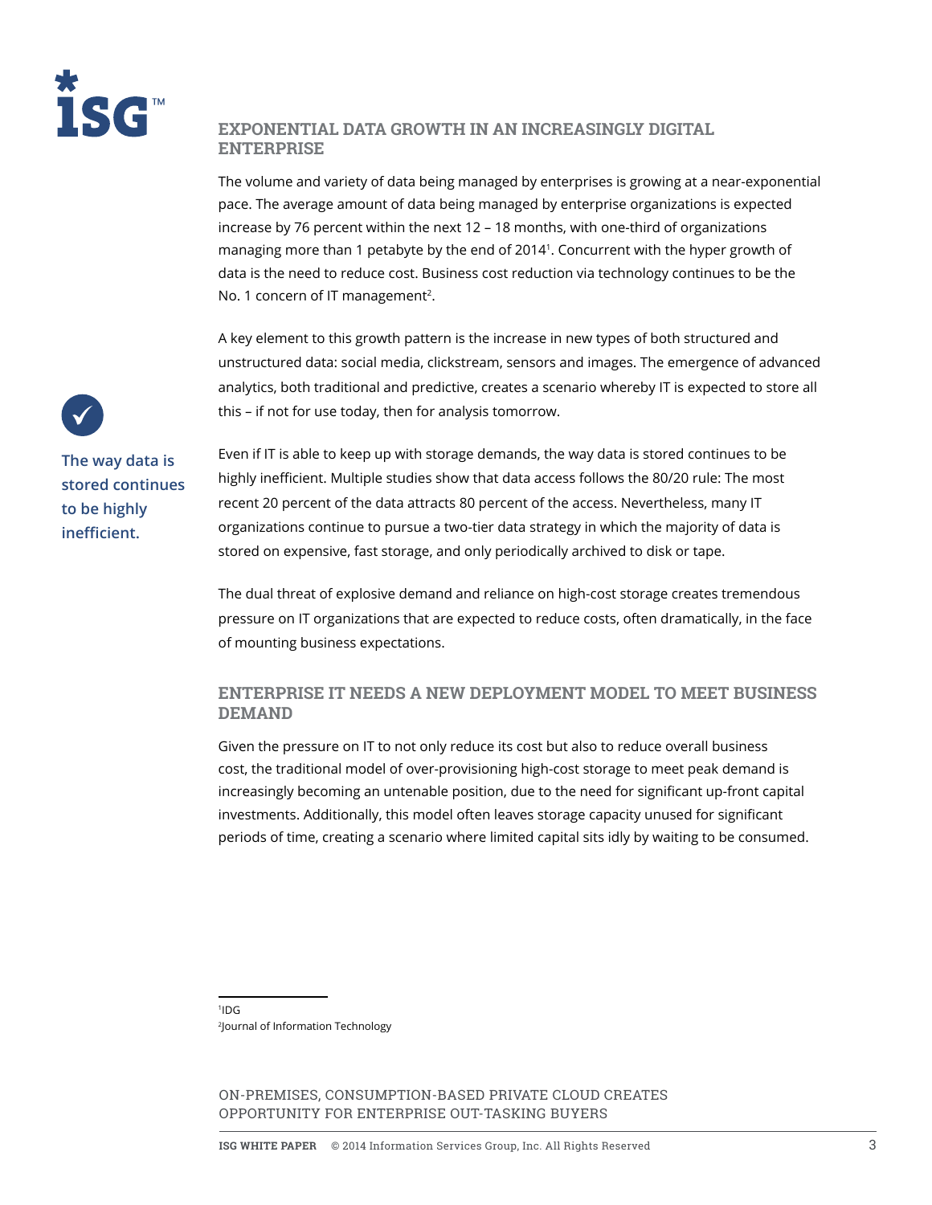## EXPONENTIAL DATA GROWTH IN AN INCREASINGLY DIGITAL ENTERPRISE

The volume and variety of data being managed by enterprises is growing at a near-exponential pace. The average amount of data being managed by enterprise organizations is expected increase by 76 percent within the next 12 – 18 months, with one-third of organizations managing more than 1 petabyte by the end of 2014[1]. Concurrent with the hyper growth of data is the need to reduce cost. Business cost reduction via technology continues to be the No. 1 concern of IT management[2].

A key element to this growth pattern is the increase in new types of both structured and unstructured data: social media, clickstream, sensors and images. The emergence of advanced analytics, both traditional and predictive, creates a scenario whereby IT is expected to store all this – if not for use today, then for analysis tomorrow.

**The way data is stored continues to be highly inefficient.**

Even if IT is able to keep up with storage demands, the way data is stored continues to be highly inefficient. Multiple studies show that data access follows the 80/20 rule: The most recent 20 percent of the data attracts 80 percent of the access. Nevertheless, many IT organizations continue to pursue a two-tier data strategy in which the majority of data is stored on expensive, fast storage, and only periodically archived to disk or tape.

The dual threat of explosive demand and reliance on high-cost storage creates tremendous pressure on IT organizations that are expected to reduce costs, often dramatically, in the face of mounting business expectations.

## ENTERPRISE IT NEEDS A NEW DEPLOYMENT MODEL TO MEET BUSINESS DEMAND

Given the pressure on IT to not only reduce its cost but also to reduce overall business cost, the traditional model of over-provisioning high-cost storage to meet peak demand is increasingly becoming an untenable position, due to the need for significant up-front capital investments. Additionally, this model often leaves storage capacity unused for significant periods of time, creating a scenario where limited capital sits idly by waiting to be consumed.

---

[1] IDG
[2] Journal of Information Technology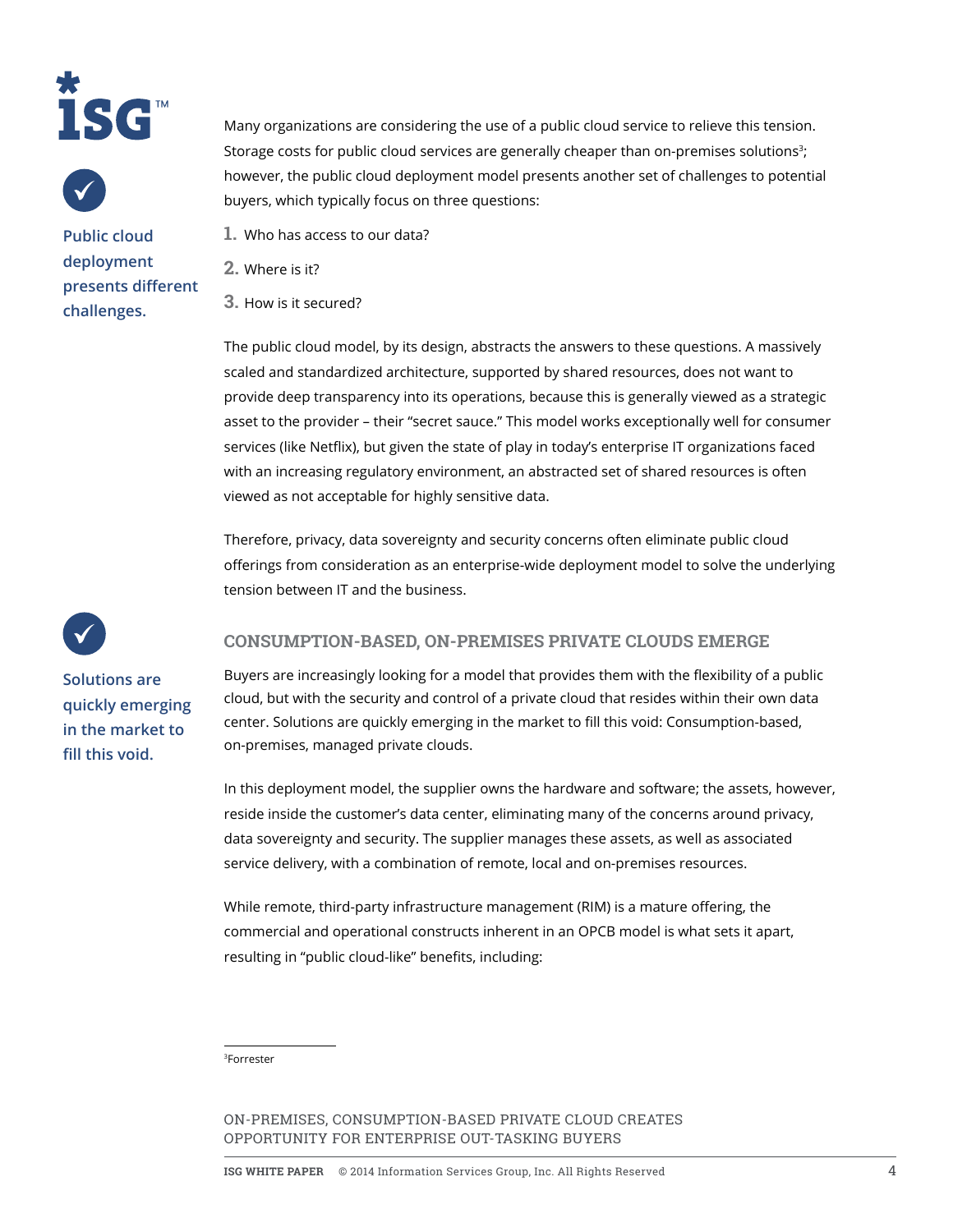Many organizations are considering the use of a public cloud service to relieve this tension. Storage costs for public cloud services are generally cheaper than on-premises solutions[3]; however, the public cloud deployment model presents another set of challenges to potential buyers, which typically focus on three questions:

**Public cloud deployment presents different challenges.**

1. Who has access to our data?
2. Where is it?
3. How is it secured?

The public cloud model, by its design, abstracts the answers to these questions. A massively scaled and standardized architecture, supported by shared resources, does not want to provide deep transparency into its operations, because this is generally viewed as a strategic asset to the provider – their "secret sauce." This model works exceptionally well for consumer services (like Netflix), but given the state of play in today's enterprise IT organizations faced with an increasing regulatory environment, an abstracted set of shared resources is often viewed as not acceptable for highly sensitive data.

Therefore, privacy, data sovereignty and security concerns often eliminate public cloud offerings from consideration as an enterprise-wide deployment model to solve the underlying tension between IT and the business.

## CONSUMPTION-BASED, ON-PREMISES PRIVATE CLOUDS EMERGE

**Solutions are quickly emerging in the market to fill this void.**

Buyers are increasingly looking for a model that provides them with the flexibility of a public cloud, but with the security and control of a private cloud that resides within their own data center. Solutions are quickly emerging in the market to fill this void: Consumption-based, on-premises, managed private clouds.

In this deployment model, the supplier owns the hardware and software; the assets, however, reside inside the customer's data center, eliminating many of the concerns around privacy, data sovereignty and security. The supplier manages these assets, as well as associated service delivery, with a combination of remote, local and on-premises resources.

While remote, third-party infrastructure management (RIM) is a mature offering, the commercial and operational constructs inherent in an OPCB model is what sets it apart, resulting in "public cloud-like" benefits, including:

[3]Forrester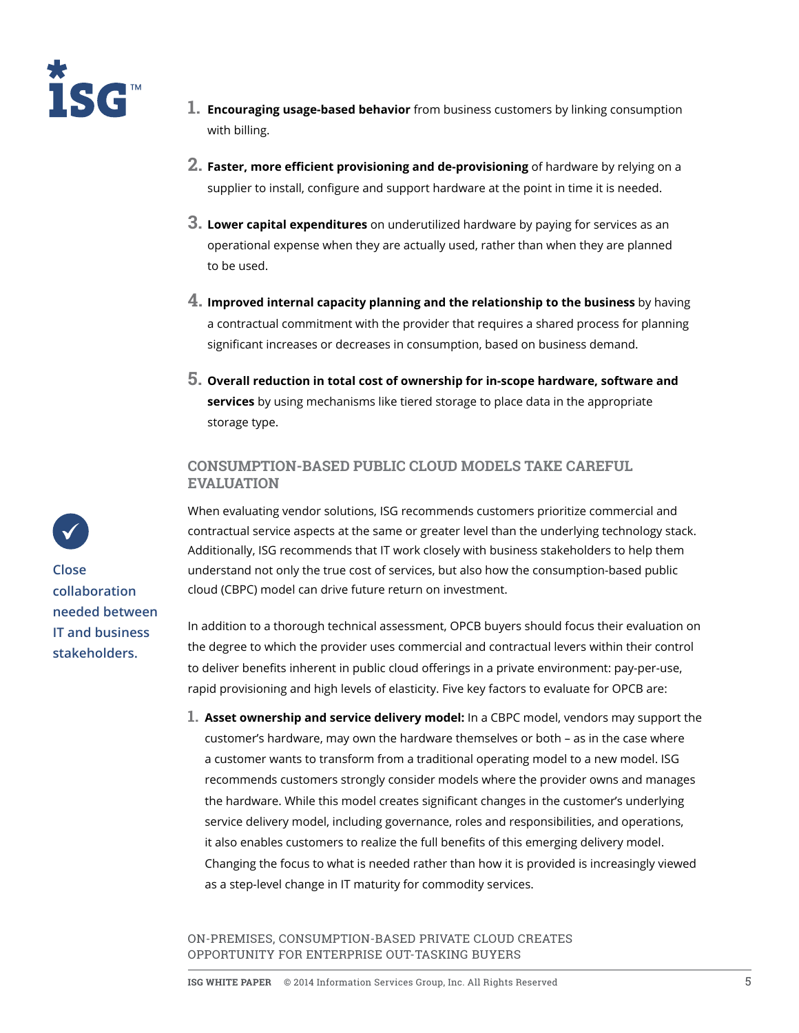1. **Encouraging usage-based behavior** from business customers by linking consumption with billing.

2. **Faster, more efficient provisioning and de-provisioning** of hardware by relying on a supplier to install, configure and support hardware at the point in time it is needed.

3. **Lower capital expenditures** on underutilized hardware by paying for services as an operational expense when they are actually used, rather than when they are planned to be used.

4. **Improved internal capacity planning and the relationship to the business** by having a contractual commitment with the provider that requires a shared process for planning significant increases or decreases in consumption, based on business demand.

5. **Overall reduction in total cost of ownership for in-scope hardware, software and services** by using mechanisms like tiered storage to place data in the appropriate storage type.

## CONSUMPTION-BASED PUBLIC CLOUD MODELS TAKE CAREFUL EVALUATION

When evaluating vendor solutions, ISG recommends customers prioritize commercial and contractual service aspects at the same or greater level than the underlying technology stack. Additionally, ISG recommends that IT work closely with business stakeholders to help them understand not only the true cost of services, but also how the consumption-based public cloud (CBPC) model can drive future return on investment.

**Close collaboration needed between IT and business stakeholders.**

In addition to a thorough technical assessment, OPCB buyers should focus their evaluation on the degree to which the provider uses commercial and contractual levers within their control to deliver benefits inherent in public cloud offerings in a private environment: pay-per-use, rapid provisioning and high levels of elasticity. Five key factors to evaluate for OPCB are:

1. **Asset ownership and service delivery model:** In a CBPC model, vendors may support the customer's hardware, may own the hardware themselves or both – as in the case where a customer wants to transform from a traditional operating model to a new model. ISG recommends customers strongly consider models where the provider owns and manages the hardware. While this model creates significant changes in the customer's underlying service delivery model, including governance, roles and responsibilities, and operations, it also enables customers to realize the full benefits of this emerging delivery model. Changing the focus to what is needed rather than how it is provided is increasingly viewed as a step-level change in IT maturity for commodity services.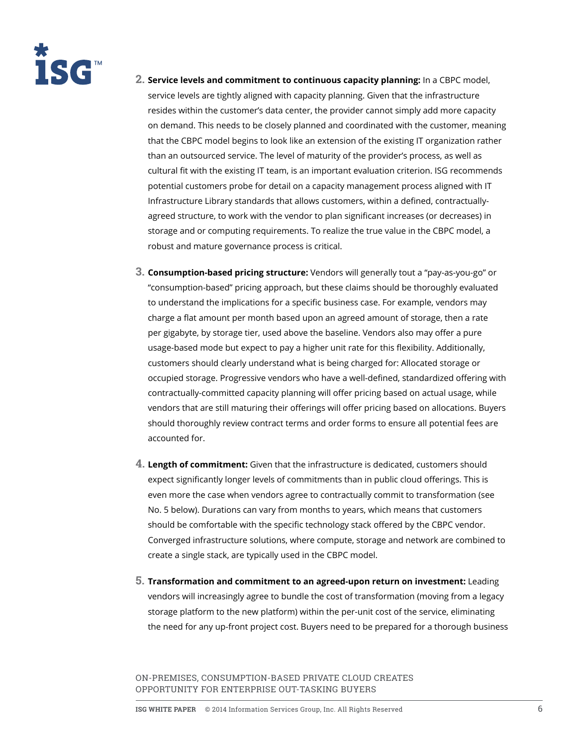2. **Service levels and commitment to continuous capacity planning:** In a CBPC model, service levels are tightly aligned with capacity planning. Given that the infrastructure resides within the customer's data center, the provider cannot simply add more capacity on demand. This needs to be closely planned and coordinated with the customer, meaning that the CBPC model begins to look like an extension of the existing IT organization rather than an outsourced service. The level of maturity of the provider's process, as well as cultural fit with the existing IT team, is an important evaluation criterion. ISG recommends potential customers probe for detail on a capacity management process aligned with IT Infrastructure Library standards that allows customers, within a defined, contractually-agreed structure, to work with the vendor to plan significant increases (or decreases) in storage and or computing requirements. To realize the true value in the CBPC model, a robust and mature governance process is critical.

3. **Consumption-based pricing structure:** Vendors will generally tout a "pay-as-you-go" or "consumption-based" pricing approach, but these claims should be thoroughly evaluated to understand the implications for a specific business case. For example, vendors may charge a flat amount per month based upon an agreed amount of storage, then a rate per gigabyte, by storage tier, used above the baseline. Vendors also may offer a pure usage-based mode but expect to pay a higher unit rate for this flexibility. Additionally, customers should clearly understand what is being charged for: Allocated storage or occupied storage. Progressive vendors who have a well-defined, standardized offering with contractually-committed capacity planning will offer pricing based on actual usage, while vendors that are still maturing their offerings will offer pricing based on allocations. Buyers should thoroughly review contract terms and order forms to ensure all potential fees are accounted for.

4. **Length of commitment:** Given that the infrastructure is dedicated, customers should expect significantly longer levels of commitments than in public cloud offerings. This is even more the case when vendors agree to contractually commit to transformation (see No. 5 below). Durations can vary from months to years, which means that customers should be comfortable with the specific technology stack offered by the CBPC vendor. Converged infrastructure solutions, where compute, storage and network are combined to create a single stack, are typically used in the CBPC model.

5. **Transformation and commitment to an agreed-upon return on investment:** Leading vendors will increasingly agree to bundle the cost of transformation (moving from a legacy storage platform to the new platform) within the per-unit cost of the service, eliminating the need for any up-front project cost. Buyers need to be prepared for a thorough business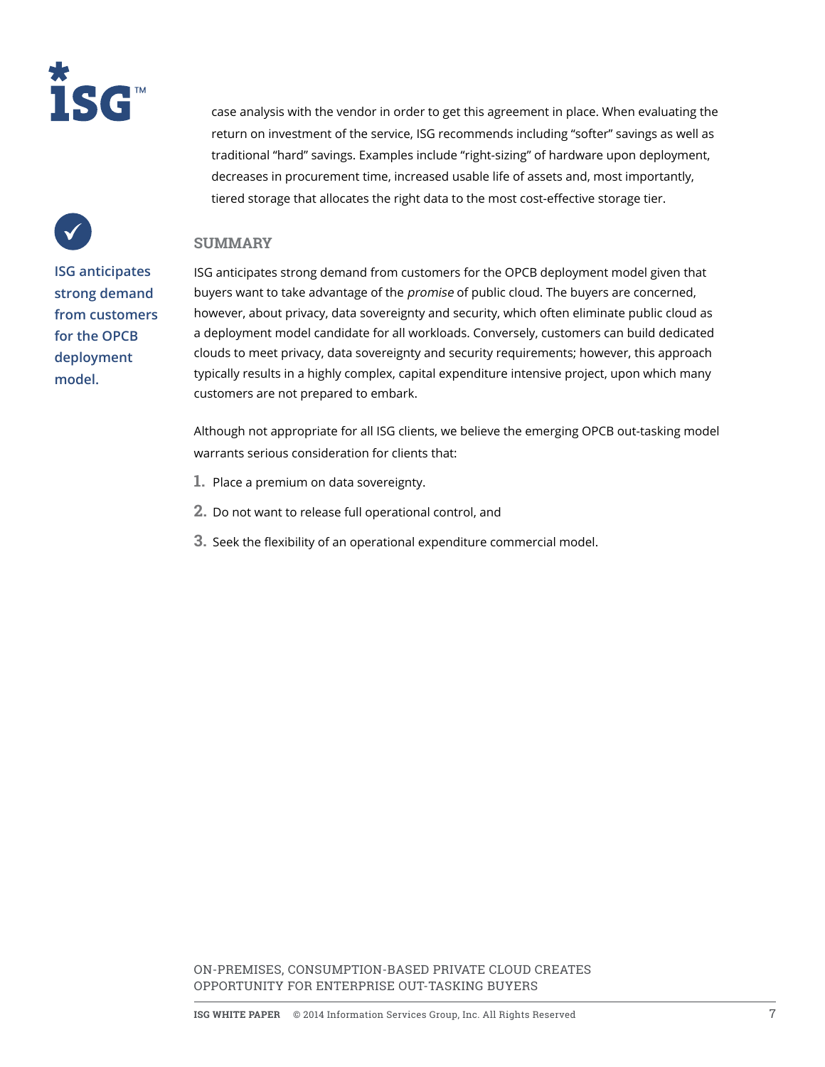case analysis with the vendor in order to get this agreement in place. When evaluating the return on investment of the service, ISG recommends including "softer" savings as well as traditional "hard" savings. Examples include "right-sizing" of hardware upon deployment, decreases in procurement time, increased usable life of assets and, most importantly, tiered storage that allocates the right data to the most cost-effective storage tier.

## SUMMARY

**ISG anticipates strong demand from customers for the OPCB deployment model.**

ISG anticipates strong demand from customers for the OPCB deployment model given that buyers want to take advantage of the *promise* of public cloud. The buyers are concerned, however, about privacy, data sovereignty and security, which often eliminate public cloud as a deployment model candidate for all workloads. Conversely, customers can build dedicated clouds to meet privacy, data sovereignty and security requirements; however, this approach typically results in a highly complex, capital expenditure intensive project, upon which many customers are not prepared to embark.

Although not appropriate for all ISG clients, we believe the emerging OPCB out-tasking model warrants serious consideration for clients that:

1. Place a premium on data sovereignty.
2. Do not want to release full operational control, and
3. Seek the flexibility of an operational expenditure commercial model.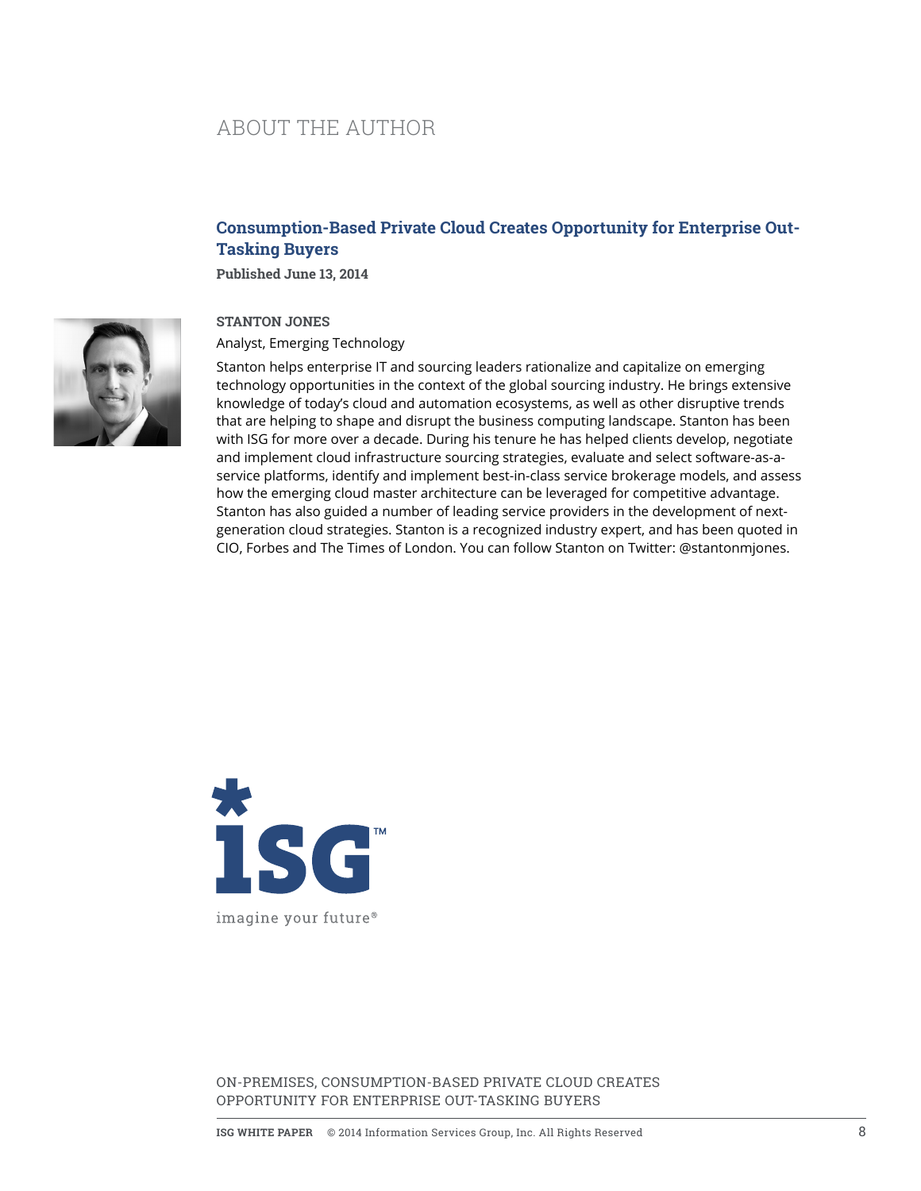# ABOUT THE AUTHOR

## Consumption-Based Private Cloud Creates Opportunity for Enterprise Out-Tasking Buyers

**Published June 13, 2014**

**STANTON JONES**

Analyst, Emerging Technology

Stanton helps enterprise IT and sourcing leaders rationalize and capitalize on emerging technology opportunities in the context of the global sourcing industry. He brings extensive knowledge of today's cloud and automation ecosystems, as well as other disruptive trends that are helping to shape and disrupt the business computing landscape. Stanton has been with ISG for more over a decade. During his tenure he has helped clients develop, negotiate and implement cloud infrastructure sourcing strategies, evaluate and select software-as-a-service platforms, identify and implement best-in-class service brokerage models, and assess how the emerging cloud master architecture can be leveraged for competitive advantage. Stanton has also guided a number of leading service providers in the development of next-generation cloud strategies. Stanton is a recognized industry expert, and has been quoted in CIO, Forbes and The Times of London. You can follow Stanton on Twitter: @stantonmjones.

ISG™

imagine your future®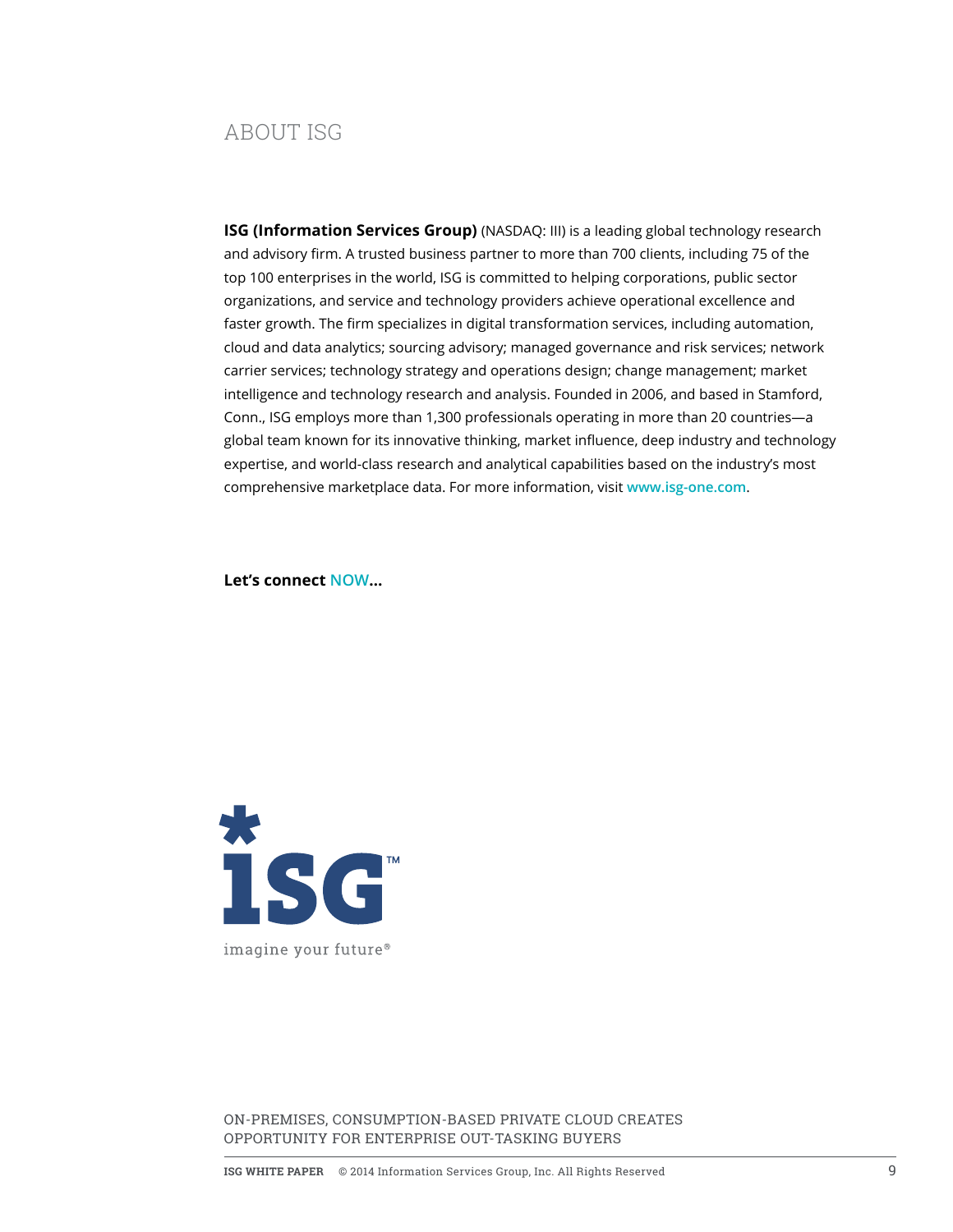# ABOUT ISG

**ISG (Information Services Group)** (NASDAQ: III) is a leading global technology research and advisory firm. A trusted business partner to more than 700 clients, including 75 of the top 100 enterprises in the world, ISG is committed to helping corporations, public sector organizations, and service and technology providers achieve operational excellence and faster growth. The firm specializes in digital transformation services, including automation, cloud and data analytics; sourcing advisory; managed governance and risk services; network carrier services; technology strategy and operations design; change management; market intelligence and technology research and analysis. Founded in 2006, and based in Stamford, Conn., ISG employs more than 1,300 professionals operating in more than 20 countries—a global team known for its innovative thinking, market influence, deep industry and technology expertise, and world-class research and analytical capabilities based on the industry's most comprehensive marketplace data. For more information, visit www.isg-one.com.

**Let's connect NOW...**

ISG™

imagine your future®